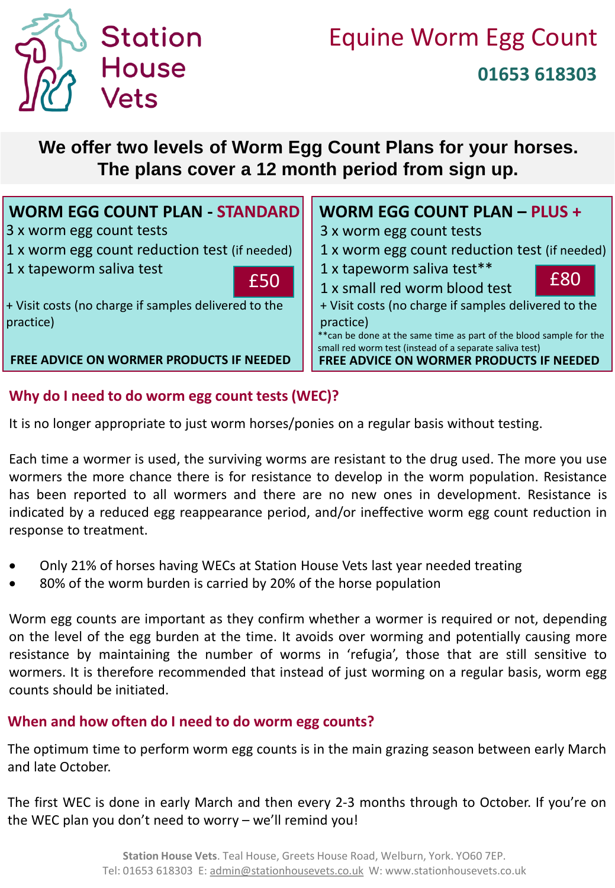# Station House Vets

# Equine Worm Egg Count

**01653 618303**

**We offer two levels of Worm Egg Count Plans for your horses. The plans cover a 12 month period from sign up.**

## WORM EGG COUNT PLAN - STANDARD

3 x worm egg count tests
1 x worm egg count reduction test (if needed)
1 x tapeworm saliva test

£50

+ Visit costs (no charge if samples delivered to the practice)

**FREE ADVICE ON WORMER PRODUCTS IF NEEDED**

## WORM EGG COUNT PLAN – PLUS +

3 x worm egg count tests
1 x worm egg count reduction test (if needed)
1 x tapeworm saliva test**
1 x small red worm blood test

£80

+ Visit costs (no charge if samples delivered to the practice)

**can be done at the same time as part of the blood sample for the small red worm test (instead of a separate saliva test)

**FREE ADVICE ON WORMER PRODUCTS IF NEEDED**

## Why do I need to do worm egg count tests (WEC)?

It is no longer appropriate to just worm horses/ponies on a regular basis without testing.

Each time a wormer is used, the surviving worms are resistant to the drug used. The more you use wormers the more chance there is for resistance to develop in the worm population. Resistance has been reported to all wormers and there are no new ones in development. Resistance is indicated by a reduced egg reappearance period, and/or ineffective worm egg count reduction in response to treatment.

- Only 21% of horses having WECs at Station House Vets last year needed treating
- 80% of the worm burden is carried by 20% of the horse population

Worm egg counts are important as they confirm whether a wormer is required or not, depending on the level of the egg burden at the time. It avoids over worming and potentially causing more resistance by maintaining the number of worms in 'refugia', those that are still sensitive to wormers. It is therefore recommended that instead of just worming on a regular basis, worm egg counts should be initiated.

## When and how often do I need to do worm egg counts?

The optimum time to perform worm egg counts is in the main grazing season between early March and late October.

The first WEC is done in early March and then every 2-3 months through to October. If you're on the WEC plan you don't need to worry – we'll remind you!

**Station House Vets**. Teal House, Greets House Road, Welburn, York. YO60 7EP.
Tel: 01653 618303 E: admin@stationhousevets.co.uk W: www.stationhousevets.co.uk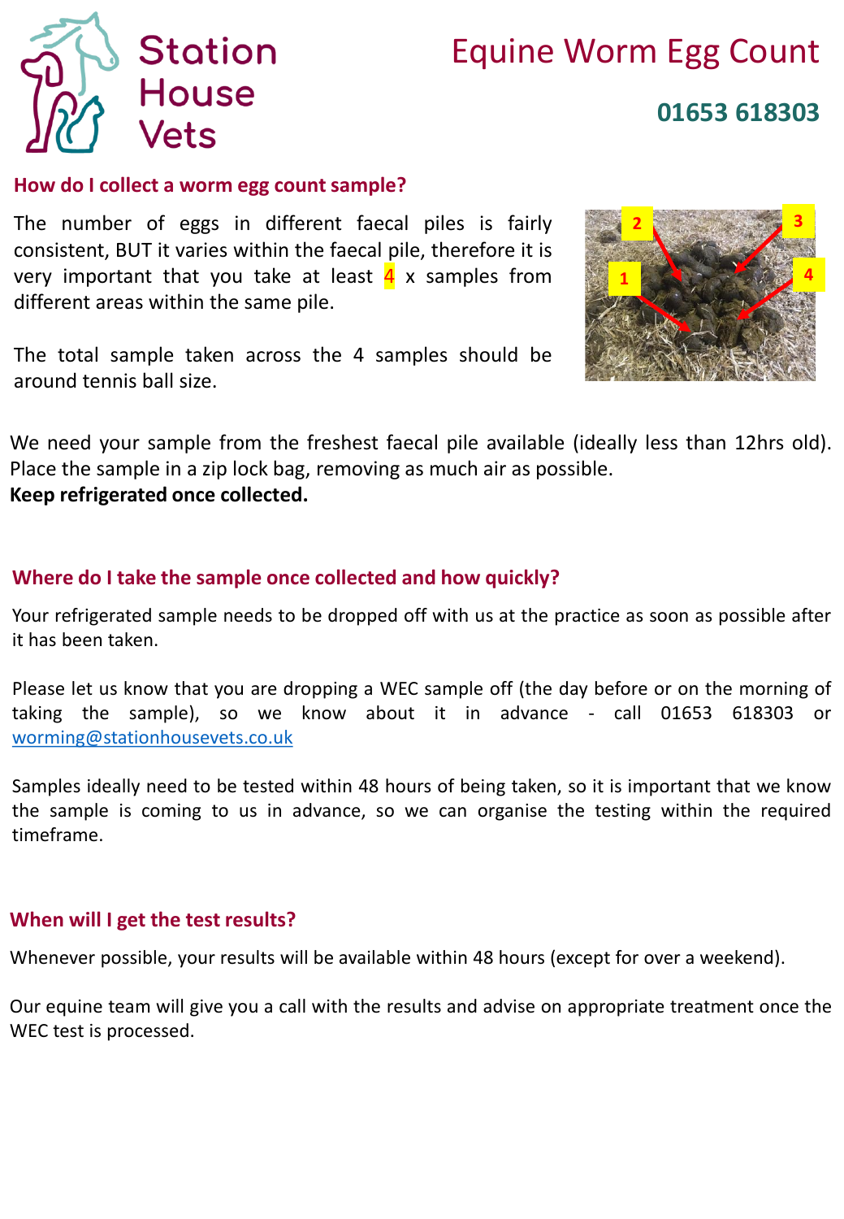Station House Vets

# Equine Worm Egg Count

## 01653 618303

### How do I collect a worm egg count sample?

The number of eggs in different faecal piles is fairly consistent, BUT it varies within the faecal pile, therefore it is very important that you take at least 4 x samples from different areas within the same pile.

The total sample taken across the 4 samples should be around tennis ball size.

We need your sample from the freshest faecal pile available (ideally less than 12hrs old). Place the sample in a zip lock bag, removing as much air as possible.
**Keep refrigerated once collected.**

### Where do I take the sample once collected and how quickly?

Your refrigerated sample needs to be dropped off with us at the practice as soon as possible after it has been taken.

Please let us know that you are dropping a WEC sample off (the day before or on the morning of taking the sample), so we know about it in advance - call 01653 618303 or worming@stationhousevets.co.uk

Samples ideally need to be tested within 48 hours of being taken, so it is important that we know the sample is coming to us in advance, so we can organise the testing within the required timeframe.

### When will I get the test results?

Whenever possible, your results will be available within 48 hours (except for over a weekend).

Our equine team will give you a call with the results and advise on appropriate treatment once the WEC test is processed.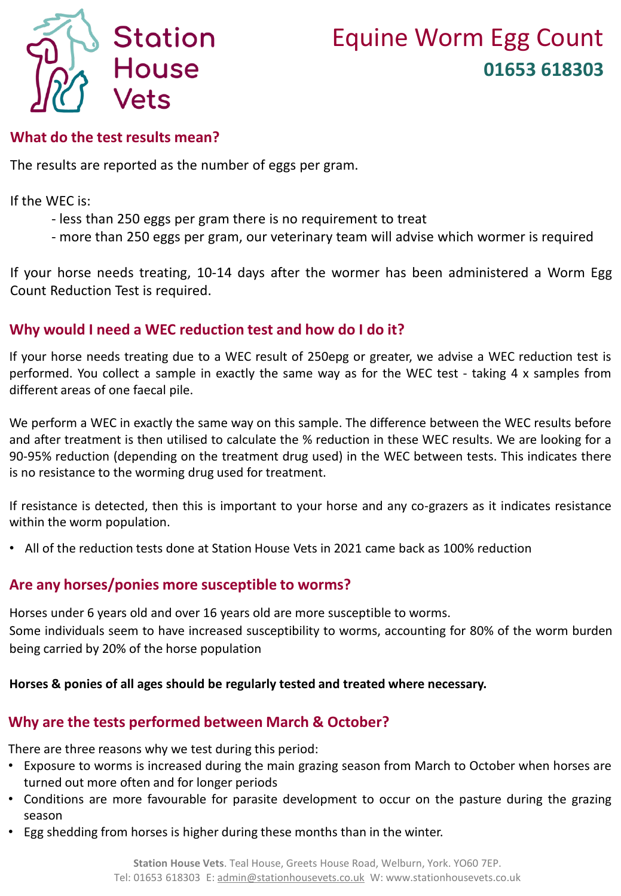# Station House Vets

# Equine Worm Egg Count

**01653 618303**

## What do the test results mean?

The results are reported as the number of eggs per gram.

If the WEC is:

- less than 250 eggs per gram there is no requirement to treat
- more than 250 eggs per gram, our veterinary team will advise which wormer is required

If your horse needs treating, 10-14 days after the wormer has been administered a Worm Egg Count Reduction Test is required.

## Why would I need a WEC reduction test and how do I do it?

If your horse needs treating due to a WEC result of 250epg or greater, we advise a WEC reduction test is performed. You collect a sample in exactly the same way as for the WEC test - taking 4 x samples from different areas of one faecal pile.

We perform a WEC in exactly the same way on this sample. The difference between the WEC results before and after treatment is then utilised to calculate the % reduction in these WEC results. We are looking for a 90-95% reduction (depending on the treatment drug used) in the WEC between tests. This indicates there is no resistance to the worming drug used for treatment.

If resistance is detected, then this is important to your horse and any co-grazers as it indicates resistance within the worm population.

- All of the reduction tests done at Station House Vets in 2021 came back as 100% reduction

## Are any horses/ponies more susceptible to worms?

Horses under 6 years old and over 16 years old are more susceptible to worms.
Some individuals seem to have increased susceptibility to worms, accounting for 80% of the worm burden being carried by 20% of the horse population

**Horses & ponies of all ages should be regularly tested and treated where necessary.**

## Why are the tests performed between March & October?

There are three reasons why we test during this period:

- Exposure to worms is increased during the main grazing season from March to October when horses are turned out more often and for longer periods
- Conditions are more favourable for parasite development to occur on the pasture during the grazing season
- Egg shedding from horses is higher during these months than in the winter.

**Station House Vets**. Teal House, Greets House Road, Welburn, York. YO60 7EP.
Tel: 01653 618303 E: admin@stationhousevets.co.uk W: www.stationhousevets.co.uk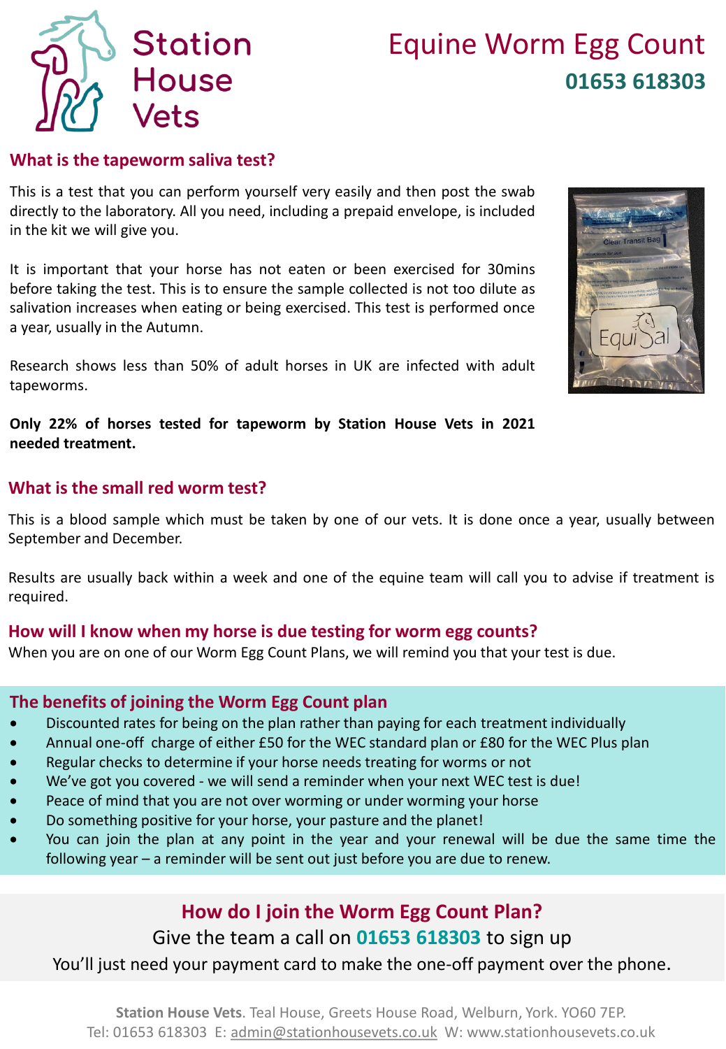# Station House Vets

# Equine Worm Egg Count

**01653 618303**

## What is the tapeworm saliva test?

This is a test that you can perform yourself very easily and then post the swab directly to the laboratory. All you need, including a prepaid envelope, is included in the kit we will give you.

It is important that your horse has not eaten or been exercised for 30mins before taking the test. This is to ensure the sample collected is not too dilute as salivation increases when eating or being exercised. This test is performed once a year, usually in the Autumn.

Research shows less than 50% of adult horses in UK are infected with adult tapeworms.

**Only 22% of horses tested for tapeworm by Station House Vets in 2021 needed treatment.**

## What is the small red worm test?

This is a blood sample which must be taken by one of our vets. It is done once a year, usually between September and December.

Results are usually back within a week and one of the equine team will call you to advise if treatment is required.

## How will I know when my horse is due testing for worm egg counts?

When you are on one of our Worm Egg Count Plans, we will remind you that your test is due.

## The benefits of joining the Worm Egg Count plan

- Discounted rates for being on the plan rather than paying for each treatment individually
- Annual one-off charge of either £50 for the WEC standard plan or £80 for the WEC Plus plan
- Regular checks to determine if your horse needs treating for worms or not
- We've got you covered - we will send a reminder when your next WEC test is due!
- Peace of mind that you are not over worming or under worming your horse
- Do something positive for your horse, your pasture and the planet!
- You can join the plan at any point in the year and your renewal will be due the same time the following year – a reminder will be sent out just before you are due to renew.

## How do I join the Worm Egg Count Plan?

Give the team a call on **01653 618303** to sign up

You'll just need your payment card to make the one-off payment over the phone.

**Station House Vets**. Teal House, Greets House Road, Welburn, York. YO60 7EP.
Tel: 01653 618303 E: admin@stationhousevets.co.uk W: www.stationhousevets.co.uk